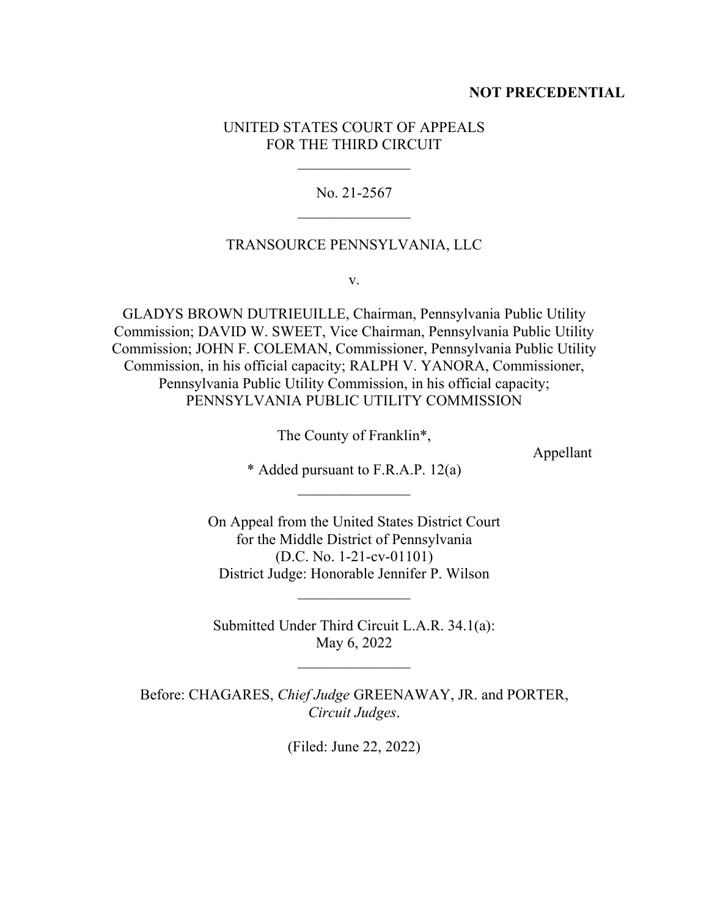**NOT PRECEDENTIAL**

UNITED STATES COURT OF APPEALS
FOR THE THIRD CIRCUIT

\_\_\_\_\_\_\_\_\_\_\_\_\_\_\_

No. 21-2567

\_\_\_\_\_\_\_\_\_\_\_\_\_\_\_

TRANSOURCE PENNSYLVANIA, LLC

v.

GLADYS BROWN DUTRIEUILLE, Chairman, Pennsylvania Public Utility Commission; DAVID W. SWEET, Vice Chairman, Pennsylvania Public Utility Commission; JOHN F. COLEMAN, Commissioner, Pennsylvania Public Utility Commission, in his official capacity; RALPH V. YANORA, Commissioner, Pennsylvania Public Utility Commission, in his official capacity; PENNSYLVANIA PUBLIC UTILITY COMMISSION

The County of Franklin*,

Appellant

* Added pursuant to F.R.A.P. 12(a)

\_\_\_\_\_\_\_\_\_\_\_\_\_\_\_

On Appeal from the United States District Court
for the Middle District of Pennsylvania
(D.C. No. 1-21-cv-01101)
District Judge: Honorable Jennifer P. Wilson

\_\_\_\_\_\_\_\_\_\_\_\_\_\_\_

Submitted Under Third Circuit L.A.R. 34.1(a):
May 6, 2022

\_\_\_\_\_\_\_\_\_\_\_\_\_\_\_

Before: CHAGARES, *Chief Judge* GREENAWAY, JR. and PORTER, *Circuit Judges*.

(Filed: June 22, 2022)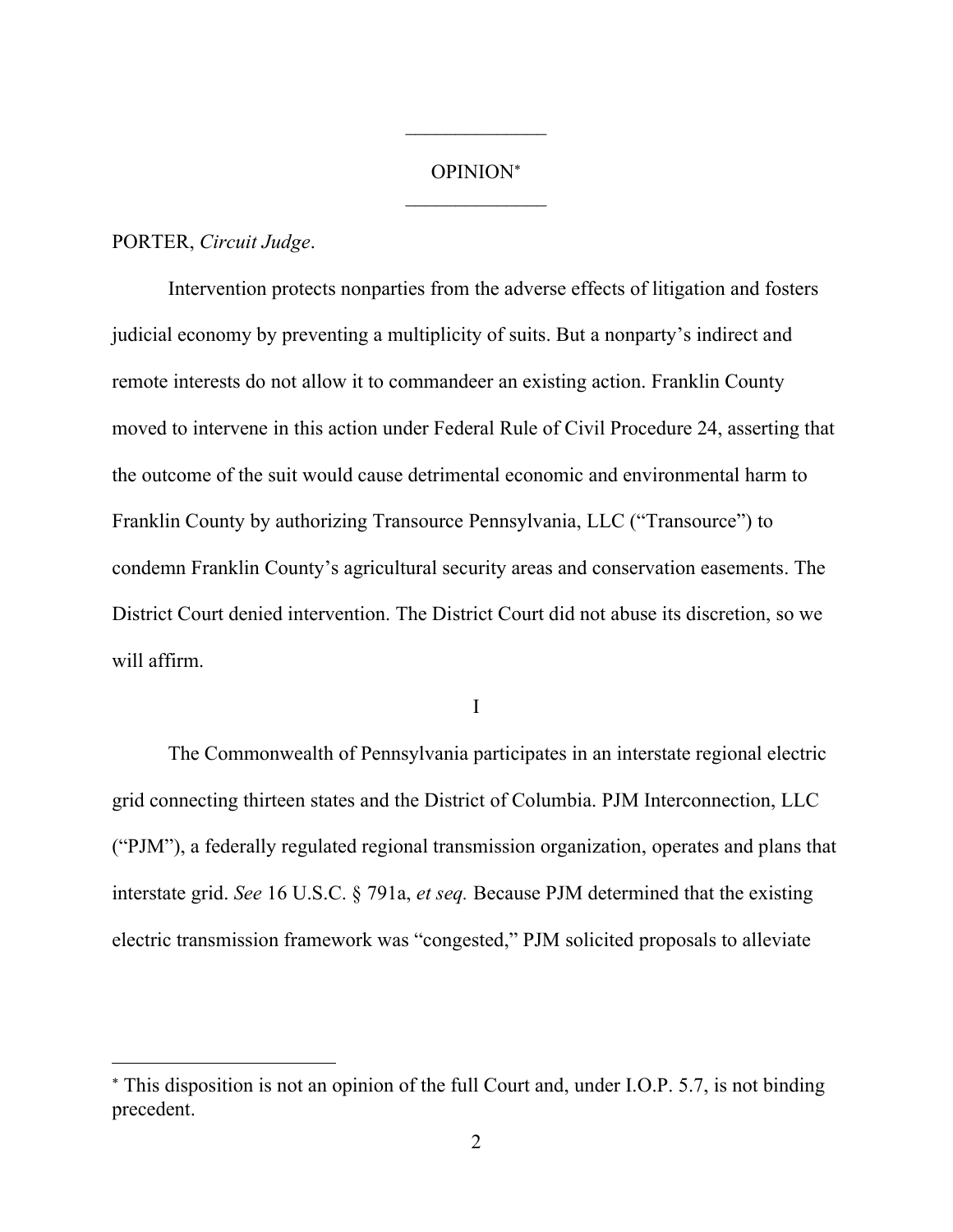______________

OPINION[*]

______________

PORTER, *Circuit Judge*.

Intervention protects nonparties from the adverse effects of litigation and fosters judicial economy by preventing a multiplicity of suits. But a nonparty's indirect and remote interests do not allow it to commandeer an existing action. Franklin County moved to intervene in this action under Federal Rule of Civil Procedure 24, asserting that the outcome of the suit would cause detrimental economic and environmental harm to Franklin County by authorizing Transource Pennsylvania, LLC ("Transource") to condemn Franklin County's agricultural security areas and conservation easements. The District Court denied intervention. The District Court did not abuse its discretion, so we will affirm.

I

The Commonwealth of Pennsylvania participates in an interstate regional electric grid connecting thirteen states and the District of Columbia. PJM Interconnection, LLC ("PJM"), a federally regulated regional transmission organization, operates and plans that interstate grid. *See* 16 U.S.C. § 791a, *et seq.* Because PJM determined that the existing electric transmission framework was "congested," PJM solicited proposals to alleviate

---

[*] This disposition is not an opinion of the full Court and, under I.O.P. 5.7, is not binding precedent.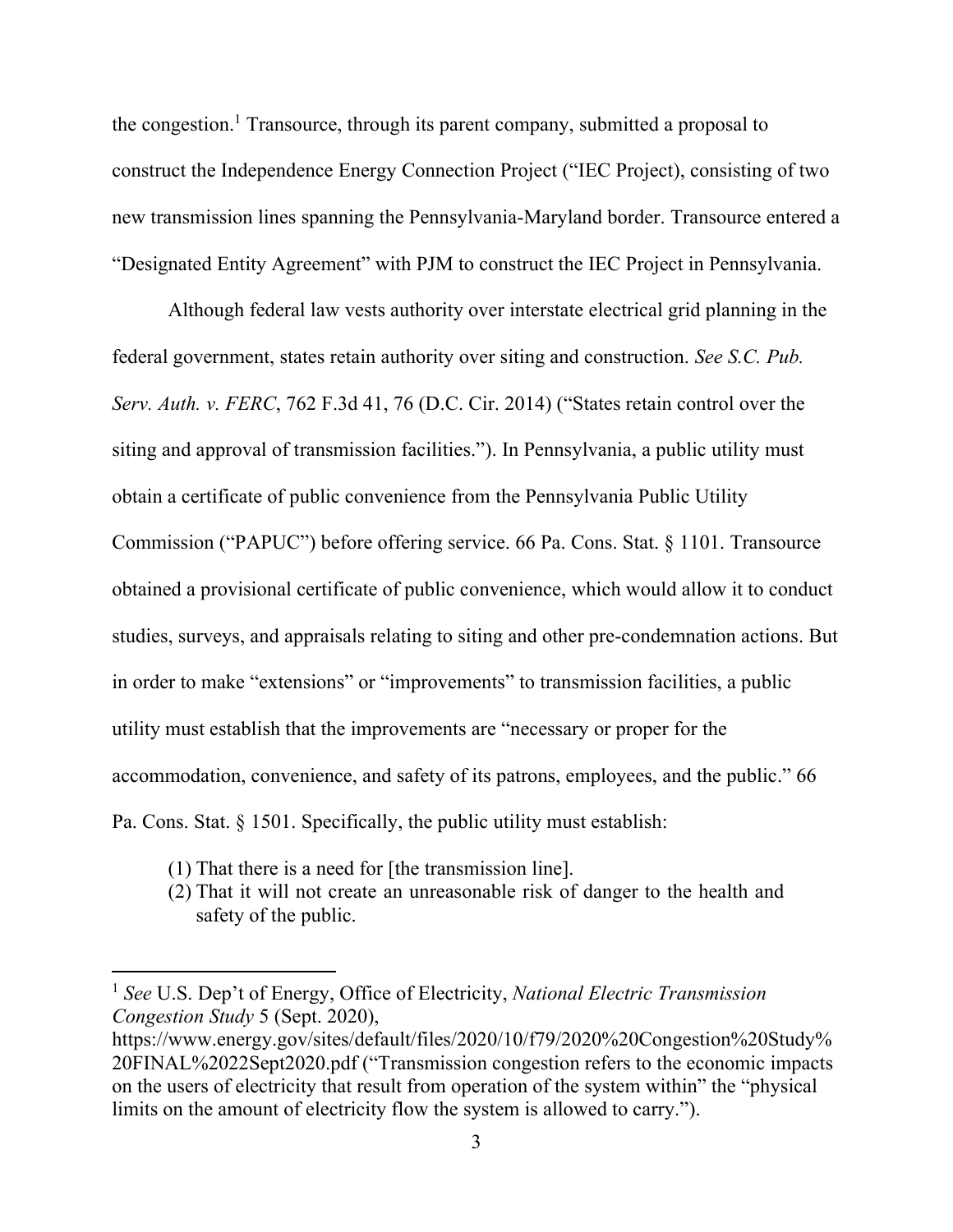the congestion.[1] Transource, through its parent company, submitted a proposal to construct the Independence Energy Connection Project ("IEC Project), consisting of two new transmission lines spanning the Pennsylvania-Maryland border. Transource entered a "Designated Entity Agreement" with PJM to construct the IEC Project in Pennsylvania.

Although federal law vests authority over interstate electrical grid planning in the federal government, states retain authority over siting and construction. *See S.C. Pub. Serv. Auth. v. FERC*, 762 F.3d 41, 76 (D.C. Cir. 2014) ("States retain control over the siting and approval of transmission facilities."). In Pennsylvania, a public utility must obtain a certificate of public convenience from the Pennsylvania Public Utility Commission ("PAPUC") before offering service. 66 Pa. Cons. Stat. § 1101. Transource obtained a provisional certificate of public convenience, which would allow it to conduct studies, surveys, and appraisals relating to siting and other pre-condemnation actions. But in order to make "extensions" or "improvements" to transmission facilities, a public utility must establish that the improvements are "necessary or proper for the accommodation, convenience, and safety of its patrons, employees, and the public." 66 Pa. Cons. Stat. § 1501. Specifically, the public utility must establish:

> (1) That there is a need for [the transmission line].
> (2) That it will not create an unreasonable risk of danger to the health and safety of the public.

---

[1] *See* U.S. Dep't of Energy, Office of Electricity, *National Electric Transmission Congestion Study* 5 (Sept. 2020), https://www.energy.gov/sites/default/files/2020/10/f79/2020%20Congestion%20Study%20FINAL%2022Sept2020.pdf ("Transmission congestion refers to the economic impacts on the users of electricity that result from operation of the system within" the "physical limits on the amount of electricity flow the system is allowed to carry.").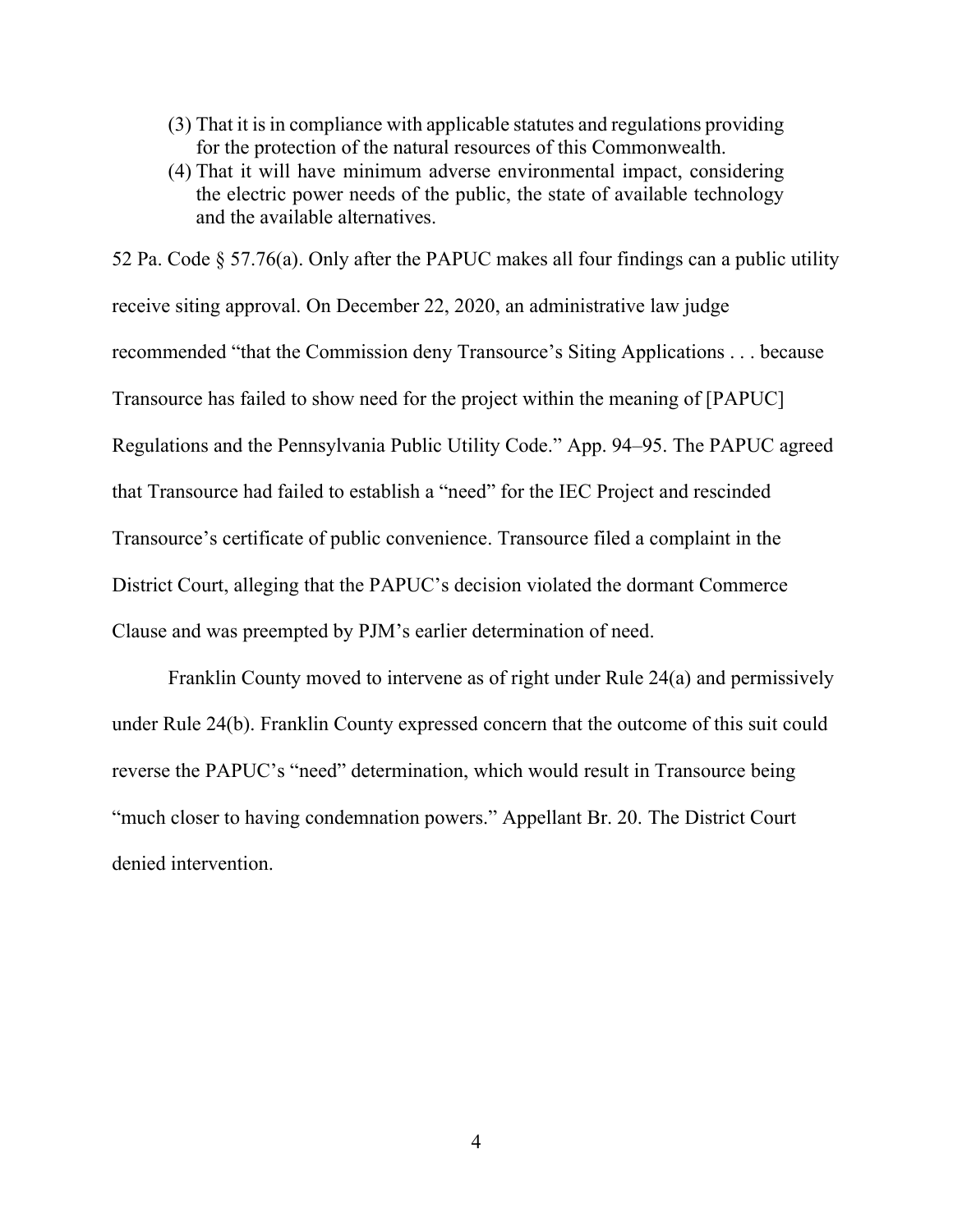(3) That it is in compliance with applicable statutes and regulations providing for the protection of the natural resources of this Commonwealth.
(4) That it will have minimum adverse environmental impact, considering the electric power needs of the public, the state of available technology and the available alternatives.

52 Pa. Code § 57.76(a). Only after the PAPUC makes all four findings can a public utility receive siting approval. On December 22, 2020, an administrative law judge recommended "that the Commission deny Transource's Siting Applications . . . because Transource has failed to show need for the project within the meaning of [PAPUC] Regulations and the Pennsylvania Public Utility Code." App. 94–95. The PAPUC agreed that Transource had failed to establish a "need" for the IEC Project and rescinded Transource's certificate of public convenience. Transource filed a complaint in the District Court, alleging that the PAPUC's decision violated the dormant Commerce Clause and was preempted by PJM's earlier determination of need.

Franklin County moved to intervene as of right under Rule 24(a) and permissively under Rule 24(b). Franklin County expressed concern that the outcome of this suit could reverse the PAPUC's "need" determination, which would result in Transource being "much closer to having condemnation powers." Appellant Br. 20. The District Court denied intervention.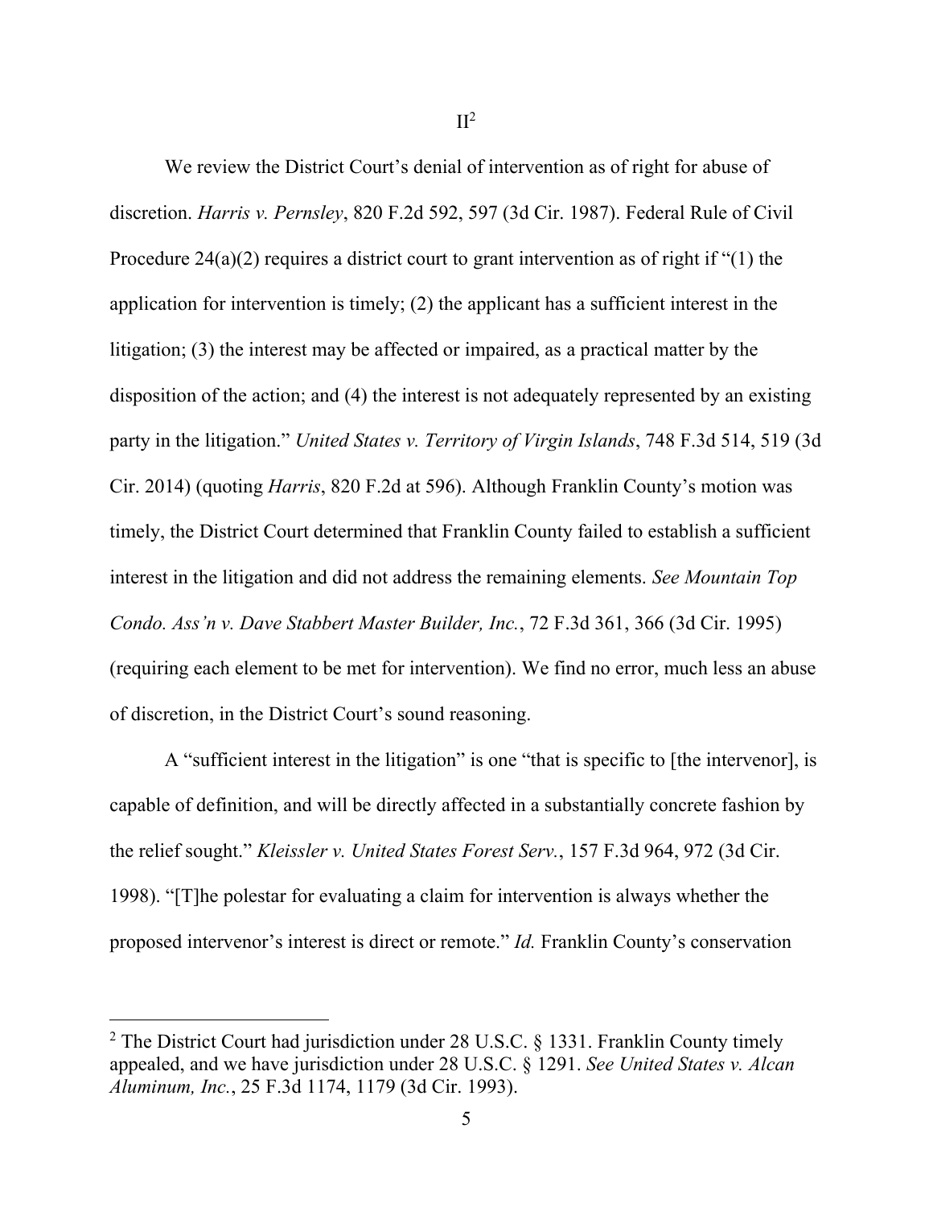## II[2]

We review the District Court's denial of intervention as of right for abuse of discretion. *Harris v. Pernsley*, 820 F.2d 592, 597 (3d Cir. 1987). Federal Rule of Civil Procedure 24(a)(2) requires a district court to grant intervention as of right if "(1) the application for intervention is timely; (2) the applicant has a sufficient interest in the litigation; (3) the interest may be affected or impaired, as a practical matter by the disposition of the action; and (4) the interest is not adequately represented by an existing party in the litigation." *United States v. Territory of Virgin Islands*, 748 F.3d 514, 519 (3d Cir. 2014) (quoting *Harris*, 820 F.2d at 596). Although Franklin County's motion was timely, the District Court determined that Franklin County failed to establish a sufficient interest in the litigation and did not address the remaining elements. *See Mountain Top Condo. Ass'n v. Dave Stabbert Master Builder, Inc.*, 72 F.3d 361, 366 (3d Cir. 1995) (requiring each element to be met for intervention). We find no error, much less an abuse of discretion, in the District Court's sound reasoning.

A "sufficient interest in the litigation" is one "that is specific to [the intervenor], is capable of definition, and will be directly affected in a substantially concrete fashion by the relief sought." *Kleissler v. United States Forest Serv.*, 157 F.3d 964, 972 (3d Cir. 1998). "[T]he polestar for evaluating a claim for intervention is always whether the proposed intervenor's interest is direct or remote." *Id.* Franklin County's conservation

---

[2] The District Court had jurisdiction under 28 U.S.C. § 1331. Franklin County timely appealed, and we have jurisdiction under 28 U.S.C. § 1291. *See United States v. Alcan Aluminum, Inc.*, 25 F.3d 1174, 1179 (3d Cir. 1993).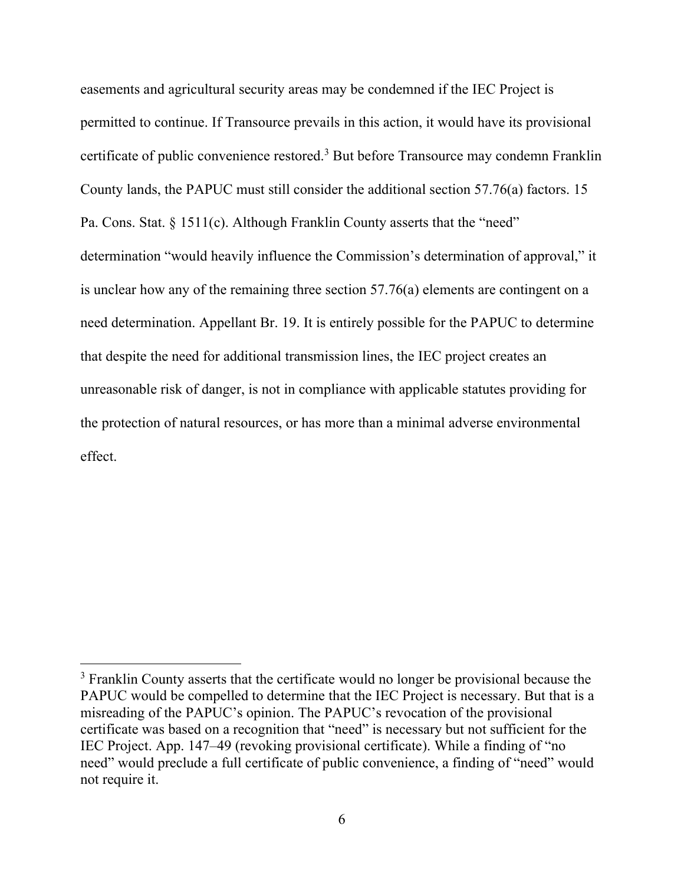easements and agricultural security areas may be condemned if the IEC Project is permitted to continue. If Transource prevails in this action, it would have its provisional certificate of public convenience restored.[3] But before Transource may condemn Franklin County lands, the PAPUC must still consider the additional section 57.76(a) factors. 15 Pa. Cons. Stat. § 1511(c). Although Franklin County asserts that the "need" determination "would heavily influence the Commission's determination of approval," it is unclear how any of the remaining three section 57.76(a) elements are contingent on a need determination. Appellant Br. 19. It is entirely possible for the PAPUC to determine that despite the need for additional transmission lines, the IEC project creates an unreasonable risk of danger, is not in compliance with applicable statutes providing for the protection of natural resources, or has more than a minimal adverse environmental effect.

---

[3] Franklin County asserts that the certificate would no longer be provisional because the PAPUC would be compelled to determine that the IEC Project is necessary. But that is a misreading of the PAPUC's opinion. The PAPUC's revocation of the provisional certificate was based on a recognition that "need" is necessary but not sufficient for the IEC Project. App. 147–49 (revoking provisional certificate). While a finding of "no need" would preclude a full certificate of public convenience, a finding of "need" would not require it.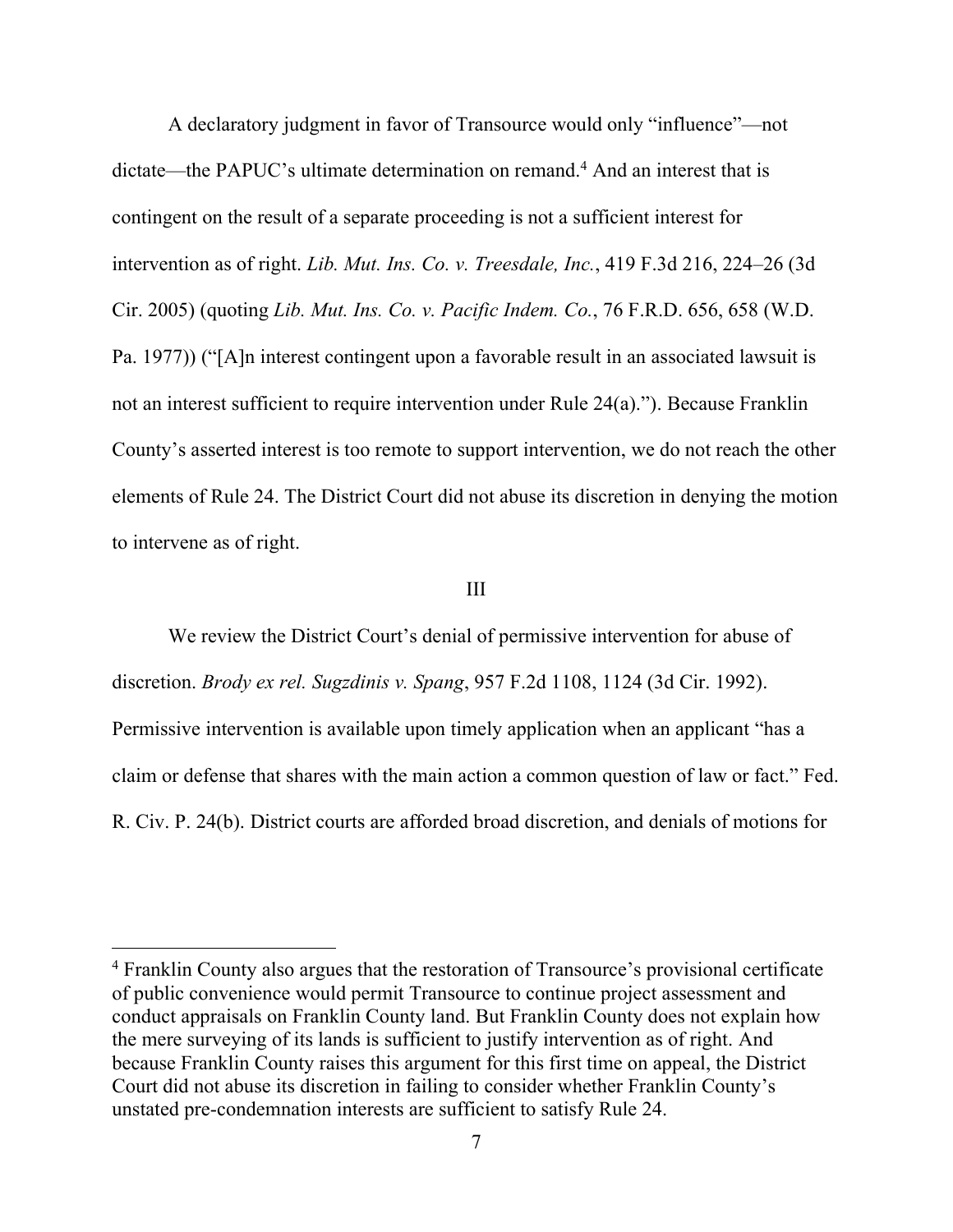A declaratory judgment in favor of Transource would only "influence"—not dictate—the PAPUC's ultimate determination on remand.[4] And an interest that is contingent on the result of a separate proceeding is not a sufficient interest for intervention as of right. *Lib. Mut. Ins. Co. v. Treesdale, Inc.*, 419 F.3d 216, 224–26 (3d Cir. 2005) (quoting *Lib. Mut. Ins. Co. v. Pacific Indem. Co.*, 76 F.R.D. 656, 658 (W.D. Pa. 1977)) ("[A]n interest contingent upon a favorable result in an associated lawsuit is not an interest sufficient to require intervention under Rule 24(a)."). Because Franklin County's asserted interest is too remote to support intervention, we do not reach the other elements of Rule 24. The District Court did not abuse its discretion in denying the motion to intervene as of right.

## III

We review the District Court's denial of permissive intervention for abuse of discretion. *Brody ex rel. Sugzdinis v. Spang*, 957 F.2d 1108, 1124 (3d Cir. 1992). Permissive intervention is available upon timely application when an applicant "has a claim or defense that shares with the main action a common question of law or fact." Fed. R. Civ. P. 24(b). District courts are afforded broad discretion, and denials of motions for

---

[4] Franklin County also argues that the restoration of Transource's provisional certificate of public convenience would permit Transource to continue project assessment and conduct appraisals on Franklin County land. But Franklin County does not explain how the mere surveying of its lands is sufficient to justify intervention as of right. And because Franklin County raises this argument for this first time on appeal, the District Court did not abuse its discretion in failing to consider whether Franklin County's unstated pre-condemnation interests are sufficient to satisfy Rule 24.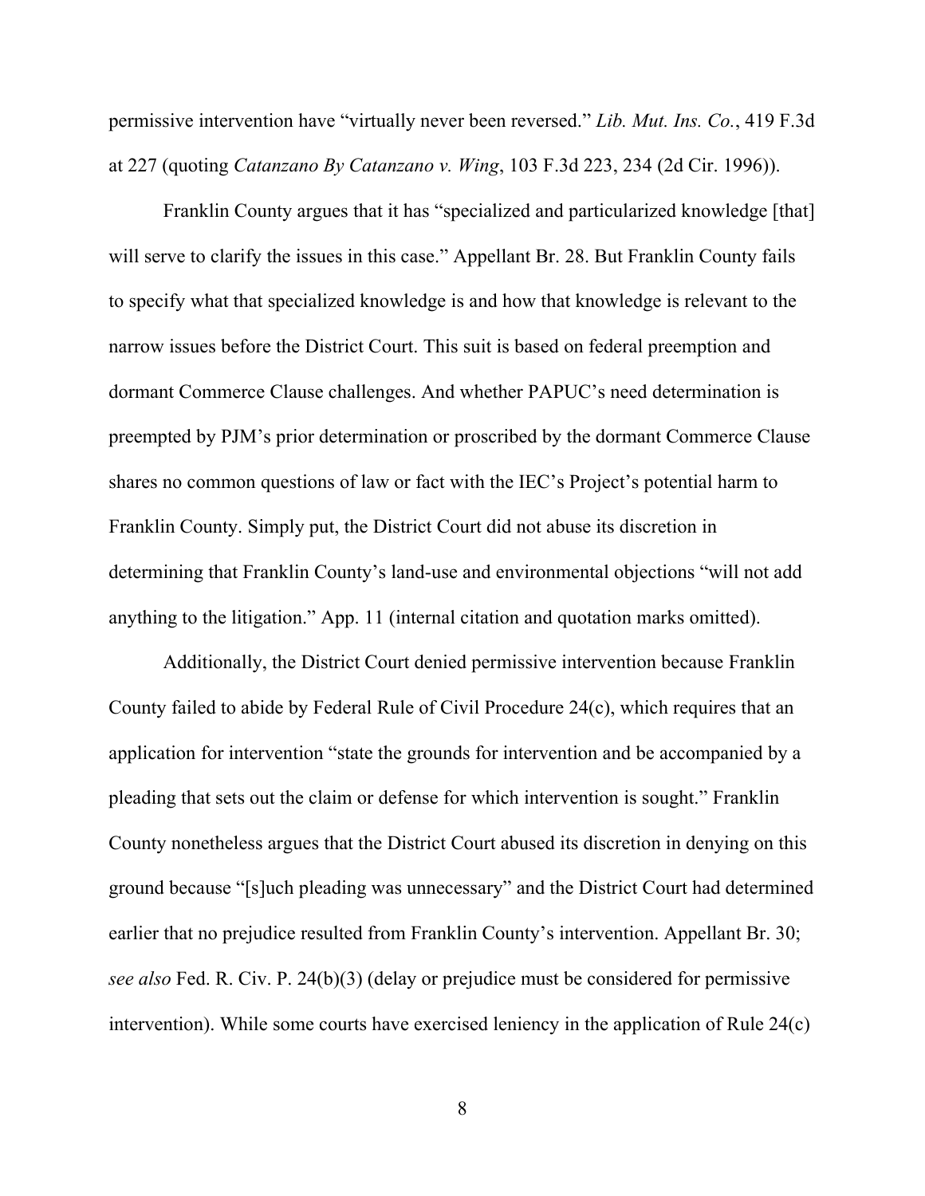permissive intervention have "virtually never been reversed." *Lib. Mut. Ins. Co.*, 419 F.3d at 227 (quoting *Catanzano By Catanzano v. Wing*, 103 F.3d 223, 234 (2d Cir. 1996)).

Franklin County argues that it has "specialized and particularized knowledge [that] will serve to clarify the issues in this case." Appellant Br. 28. But Franklin County fails to specify what that specialized knowledge is and how that knowledge is relevant to the narrow issues before the District Court. This suit is based on federal preemption and dormant Commerce Clause challenges. And whether PAPUC's need determination is preempted by PJM's prior determination or proscribed by the dormant Commerce Clause shares no common questions of law or fact with the IEC's Project's potential harm to Franklin County. Simply put, the District Court did not abuse its discretion in determining that Franklin County's land-use and environmental objections "will not add anything to the litigation." App. 11 (internal citation and quotation marks omitted).

Additionally, the District Court denied permissive intervention because Franklin County failed to abide by Federal Rule of Civil Procedure 24(c), which requires that an application for intervention "state the grounds for intervention and be accompanied by a pleading that sets out the claim or defense for which intervention is sought." Franklin County nonetheless argues that the District Court abused its discretion in denying on this ground because "[s]uch pleading was unnecessary" and the District Court had determined earlier that no prejudice resulted from Franklin County's intervention. Appellant Br. 30; *see also* Fed. R. Civ. P. 24(b)(3) (delay or prejudice must be considered for permissive intervention). While some courts have exercised leniency in the application of Rule 24(c)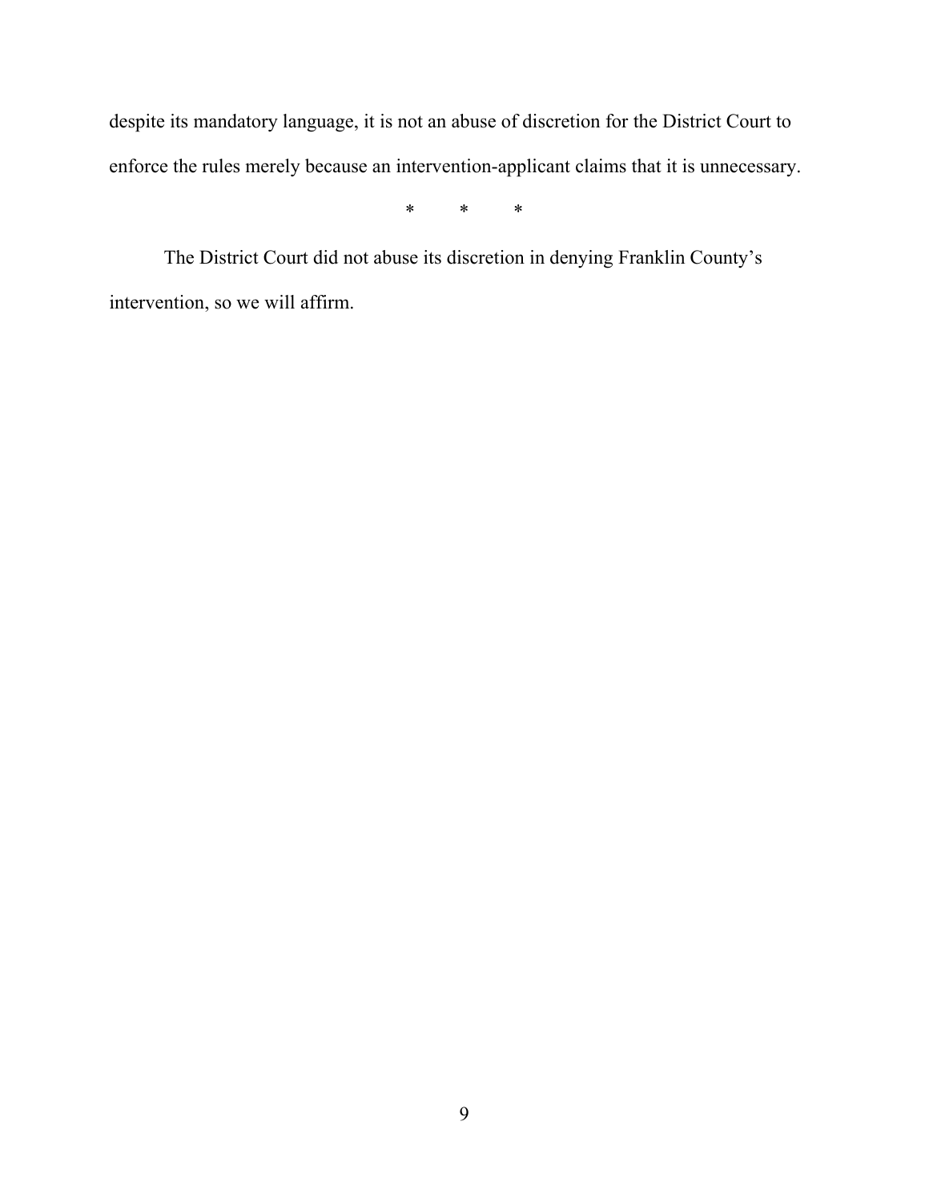despite its mandatory language, it is not an abuse of discretion for the District Court to enforce the rules merely because an intervention-applicant claims that it is unnecessary.

\* \* \*

The District Court did not abuse its discretion in denying Franklin County's intervention, so we will affirm.